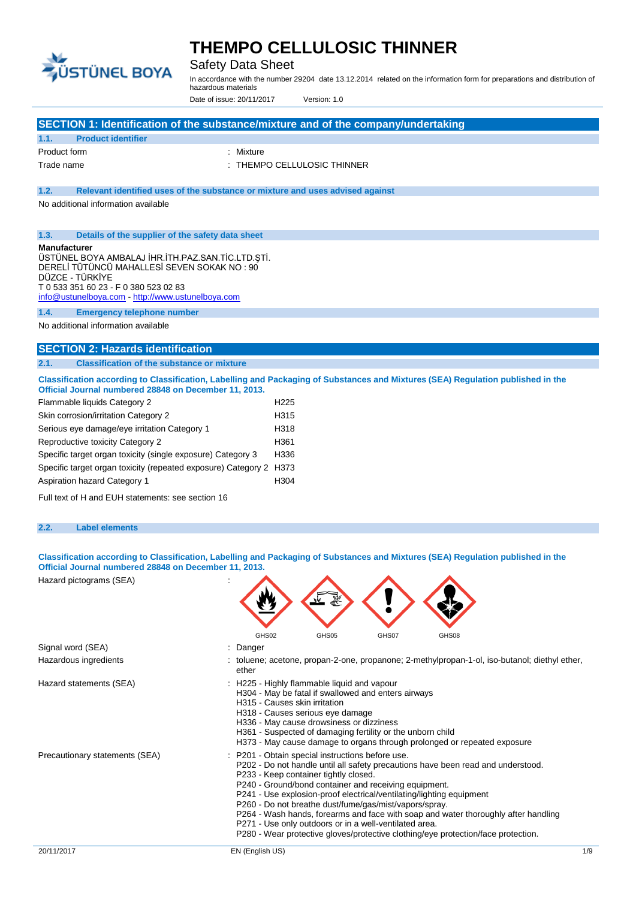# THEMPO CELLULOSIC THINNER

Safety Data Sheet

In accordance with the number 29204 date 13.12.2014 related on the information form for preparations and distribution of hazardous materials

Date of issue: 20/11/2017 Version: 1.0

## SECTION 1: Identification of the substance/mixture and of the company/undertaking

### 1.1. Product identifier

Product form : Mixture

Trade name : THEMPO CELLULOSIC THINNER

### 1.2. Relevant identified uses of the substance or mixture and uses advised against

No additional information available

### 1.3. Details of the supplier of the safety data sheet

**Manufacturer**
ÜSTÜNEL BOYA AMBALAJ İHR.İTH.PAZ.SAN.TİC.LTD.ŞTİ.
DERELİ TÜTÜNCÜ MAHALLESİ SEVEN SOKAK NO : 90
DÜZCE - TÜRKİYE
T 0 533 351 60 23 - F 0 380 523 02 83
info@ustunelboya.com - http://www.ustunelboya.com

### 1.4. Emergency telephone number

No additional information available

## SECTION 2: Hazards identification

### 2.1. Classification of the substance or mixture

**Classification according to Classification, Labelling and Packaging of Substances and Mixtures (SEA) Regulation published in the Official Journal numbered 28848 on December 11, 2013.**

| | |
|---|---|
| Flammable liquids Category 2 | H225 |
| Skin corrosion/irritation Category 2 | H315 |
| Serious eye damage/eye irritation Category 1 | H318 |
| Reproductive toxicity Category 2 | H361 |
| Specific target organ toxicity (single exposure) Category 3 | H336 |
| Specific target organ toxicity (repeated exposure) Category 2 | H373 |
| Aspiration hazard Category 1 | H304 |

Full text of H and EUH statements: see section 16

### 2.2. Label elements

**Classification according to Classification, Labelling and Packaging of Substances and Mixtures (SEA) Regulation published in the Official Journal numbered 28848 on December 11, 2013.**

Hazard pictograms (SEA) :

GHS02 GHS05 GHS07 GHS08

Signal word (SEA) : Danger

Hazardous ingredients : toluene; acetone, propan-2-one, propanone; 2-methylpropan-1-ol, iso-butanol; diethyl ether, ether

Hazard statements (SEA) :
- H225 - Highly flammable liquid and vapour
- H304 - May be fatal if swallowed and enters airways
- H315 - Causes skin irritation
- H318 - Causes serious eye damage
- H336 - May cause drowsiness or dizziness
- H361 - Suspected of damaging fertility or the unborn child
- H373 - May cause damage to organs through prolonged or repeated exposure

Precautionary statements (SEA) :
- P201 - Obtain special instructions before use.
- P202 - Do not handle until all safety precautions have been read and understood.
- P233 - Keep container tightly closed.
- P240 - Ground/bond container and receiving equipment.
- P241 - Use explosion-proof electrical/ventilating/lighting equipment
- P260 - Do not breathe dust/fume/gas/mist/vapors/spray.
- P264 - Wash hands, forearms and face with soap and water thoroughly after handling
- P271 - Use only outdoors or in a well-ventilated area.
- P280 - Wear protective gloves/protective clothing/eye protection/face protection.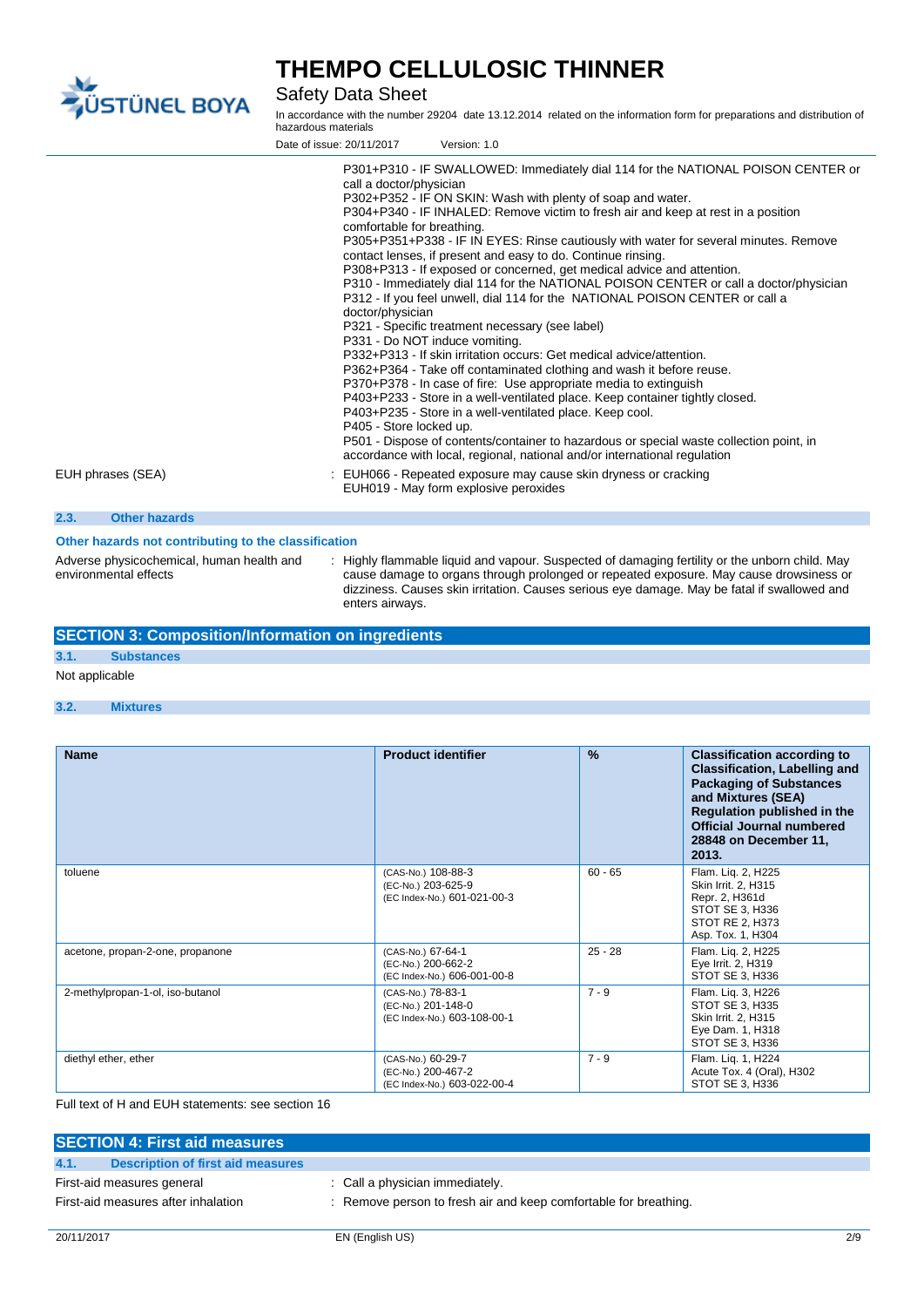P301+P310 - IF SWALLOWED: Immediately dial 114 for the NATIONAL POISON CENTER or call a doctor/physician
P302+P352 - IF ON SKIN: Wash with plenty of soap and water.
P304+P340 - IF INHALED: Remove victim to fresh air and keep at rest in a position comfortable for breathing.
P305+P351+P338 - IF IN EYES: Rinse cautiously with water for several minutes. Remove contact lenses, if present and easy to do. Continue rinsing.
P308+P313 - If exposed or concerned, get medical advice and attention.
P310 - Immediately dial 114 for the NATIONAL POISON CENTER or call a doctor/physician
P312 - If you feel unwell, dial 114 for the NATIONAL POISON CENTER or call a doctor/physician
P321 - Specific treatment necessary (see label)
P331 - Do NOT induce vomiting.
P332+P313 - If skin irritation occurs: Get medical advice/attention.
P362+P364 - Take off contaminated clothing and wash it before reuse.
P370+P378 - In case of fire: Use appropriate media to extinguish
P403+P233 - Store in a well-ventilated place. Keep container tightly closed.
P403+P235 - Store in a well-ventilated place. Keep cool.
P405 - Store locked up.
P501 - Dispose of contents/container to hazardous or special waste collection point, in accordance with local, regional, national and/or international regulation

EUH phrases (SEA) : EUH066 - Repeated exposure may cause skin dryness or cracking
EUH019 - May form explosive peroxides

### 2.3. Other hazards

**Other hazards not contributing to the classification**

Adverse physicochemical, human health and environmental effects : Highly flammable liquid and vapour. Suspected of damaging fertility or the unborn child. May cause damage to organs through prolonged or repeated exposure. May cause drowsiness or dizziness. Causes skin irritation. Causes serious eye damage. May be fatal if swallowed and enters airways.

## SECTION 3: Composition/Information on ingredients

### 3.1. Substances

Not applicable

### 3.2. Mixtures

| Name | Product identifier | % | Classification according to Classification, Labelling and Packaging of Substances and Mixtures (SEA) Regulation published in the Official Journal numbered 28848 on December 11, 2013. |
|---|---|---|---|
| toluene | (CAS-No.) 108-88-3<br>(EC-No.) 203-625-9<br>(EC Index-No.) 601-021-00-3 | 60 - 65 | Flam. Liq. 2, H225<br>Skin Irrit. 2, H315<br>Repr. 2, H361d<br>STOT SE 3, H336<br>STOT RE 2, H373<br>Asp. Tox. 1, H304 |
| acetone, propan-2-one, propanone | (CAS-No.) 67-64-1<br>(EC-No.) 200-662-2<br>(EC Index-No.) 606-001-00-8 | 25 - 28 | Flam. Liq. 2, H225<br>Eye Irrit. 2, H319<br>STOT SE 3, H336 |
| 2-methylpropan-1-ol, iso-butanol | (CAS-No.) 78-83-1<br>(EC-No.) 201-148-0<br>(EC Index-No.) 603-108-00-1 | 7 - 9 | Flam. Liq. 3, H226<br>STOT SE 3, H335<br>Skin Irrit. 2, H315<br>Eye Dam. 1, H318<br>STOT SE 3, H336 |
| diethyl ether, ether | (CAS-No.) 60-29-7<br>(EC-No.) 200-467-2<br>(EC Index-No.) 603-022-00-4 | 7 - 9 | Flam. Liq. 1, H224<br>Acute Tox. 4 (Oral), H302<br>STOT SE 3, H336 |

Full text of H and EUH statements: see section 16

## SECTION 4: First aid measures

### 4.1. Description of first aid measures

First-aid measures general : Call a physician immediately.

First-aid measures after inhalation : Remove person to fresh air and keep comfortable for breathing.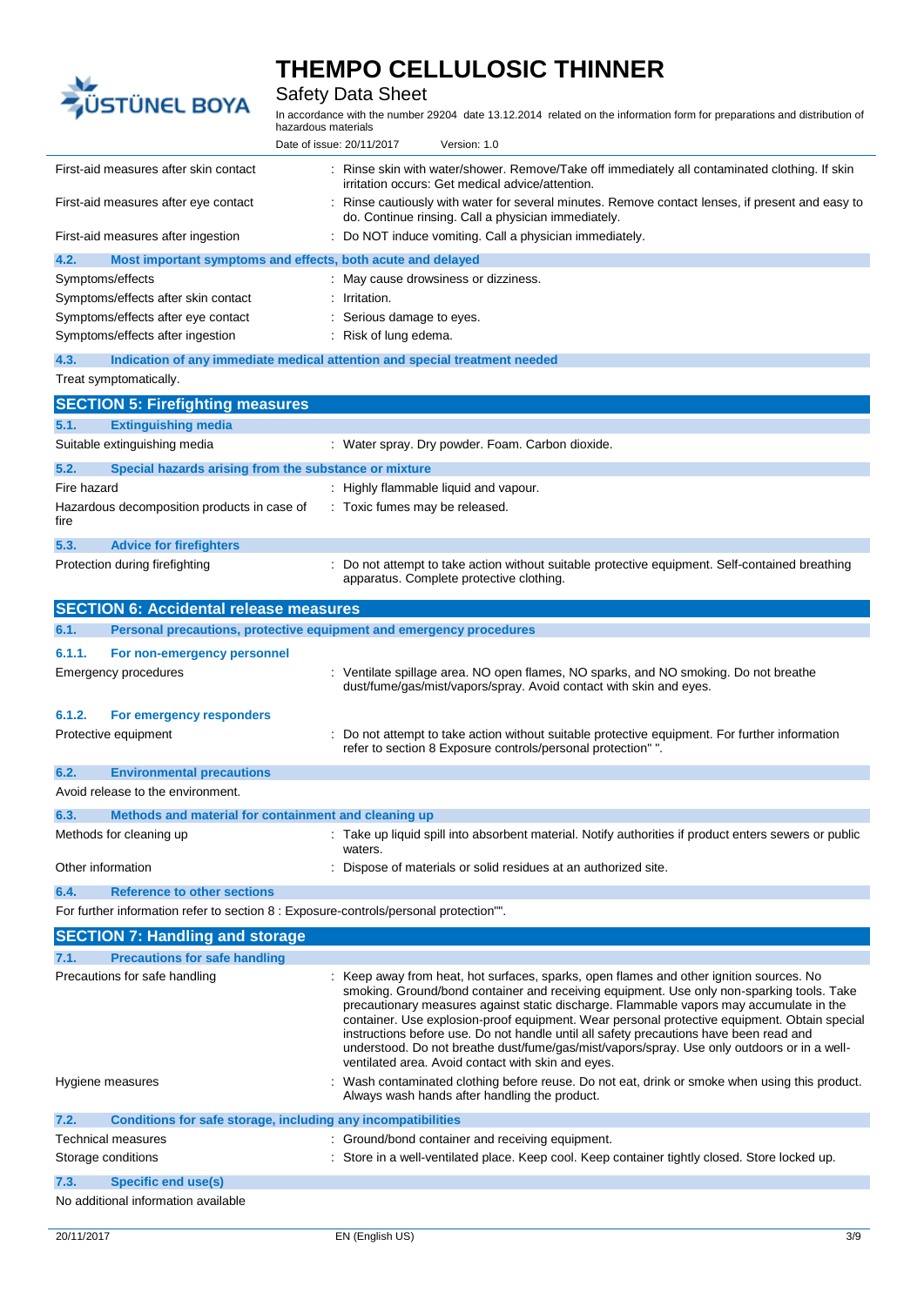First-aid measures after skin contact : Rinse skin with water/shower. Remove/Take off immediately all contaminated clothing. If skin irritation occurs: Get medical advice/attention.

First-aid measures after eye contact : Rinse cautiously with water for several minutes. Remove contact lenses, if present and easy to do. Continue rinsing. Call a physician immediately.

First-aid measures after ingestion : Do NOT induce vomiting. Call a physician immediately.

### 4.2. Most important symptoms and effects, both acute and delayed

Symptoms/effects : May cause drowsiness or dizziness.

Symptoms/effects after skin contact : Irritation.

Symptoms/effects after eye contact : Serious damage to eyes.

Symptoms/effects after ingestion : Risk of lung edema.

### 4.3. Indication of any immediate medical attention and special treatment needed

Treat symptomatically.

## SECTION 5: Firefighting measures

### 5.1. Extinguishing media

Suitable extinguishing media : Water spray. Dry powder. Foam. Carbon dioxide.

### 5.2. Special hazards arising from the substance or mixture

Fire hazard : Highly flammable liquid and vapour.

Hazardous decomposition products in case of fire : Toxic fumes may be released.

### 5.3. Advice for firefighters

Protection during firefighting : Do not attempt to take action without suitable protective equipment. Self-contained breathing apparatus. Complete protective clothing.

## SECTION 6: Accidental release measures

### 6.1. Personal precautions, protective equipment and emergency procedures

#### 6.1.1. For non-emergency personnel

Emergency procedures : Ventilate spillage area. NO open flames, NO sparks, and NO smoking. Do not breathe dust/fume/gas/mist/vapors/spray. Avoid contact with skin and eyes.

#### 6.1.2. For emergency responders

Protective equipment : Do not attempt to take action without suitable protective equipment. For further information refer to section 8 Exposure controls/personal protection" ".

### 6.2. Environmental precautions

Avoid release to the environment.

### 6.3. Methods and material for containment and cleaning up

Methods for cleaning up : Take up liquid spill into absorbent material. Notify authorities if product enters sewers or public waters.

Other information : Dispose of materials or solid residues at an authorized site.

### 6.4. Reference to other sections

For further information refer to section 8 : Exposure-controls/personal protection"".

## SECTION 7: Handling and storage

### 7.1. Precautions for safe handling

Precautions for safe handling : Keep away from heat, hot surfaces, sparks, open flames and other ignition sources. No smoking. Ground/bond container and receiving equipment. Use only non-sparking tools. Take precautionary measures against static discharge. Flammable vapors may accumulate in the container. Use explosion-proof equipment. Wear personal protective equipment. Obtain special instructions before use. Do not handle until all safety precautions have been read and understood. Do not breathe dust/fume/gas/mist/vapors/spray. Use only outdoors or in a well-ventilated area. Avoid contact with skin and eyes.

Hygiene measures : Wash contaminated clothing before reuse. Do not eat, drink or smoke when using this product. Always wash hands after handling the product.

### 7.2. Conditions for safe storage, including any incompatibilities

Technical measures : Ground/bond container and receiving equipment.

Storage conditions : Store in a well-ventilated place. Keep cool. Keep container tightly closed. Store locked up.

### 7.3. Specific end use(s)

No additional information available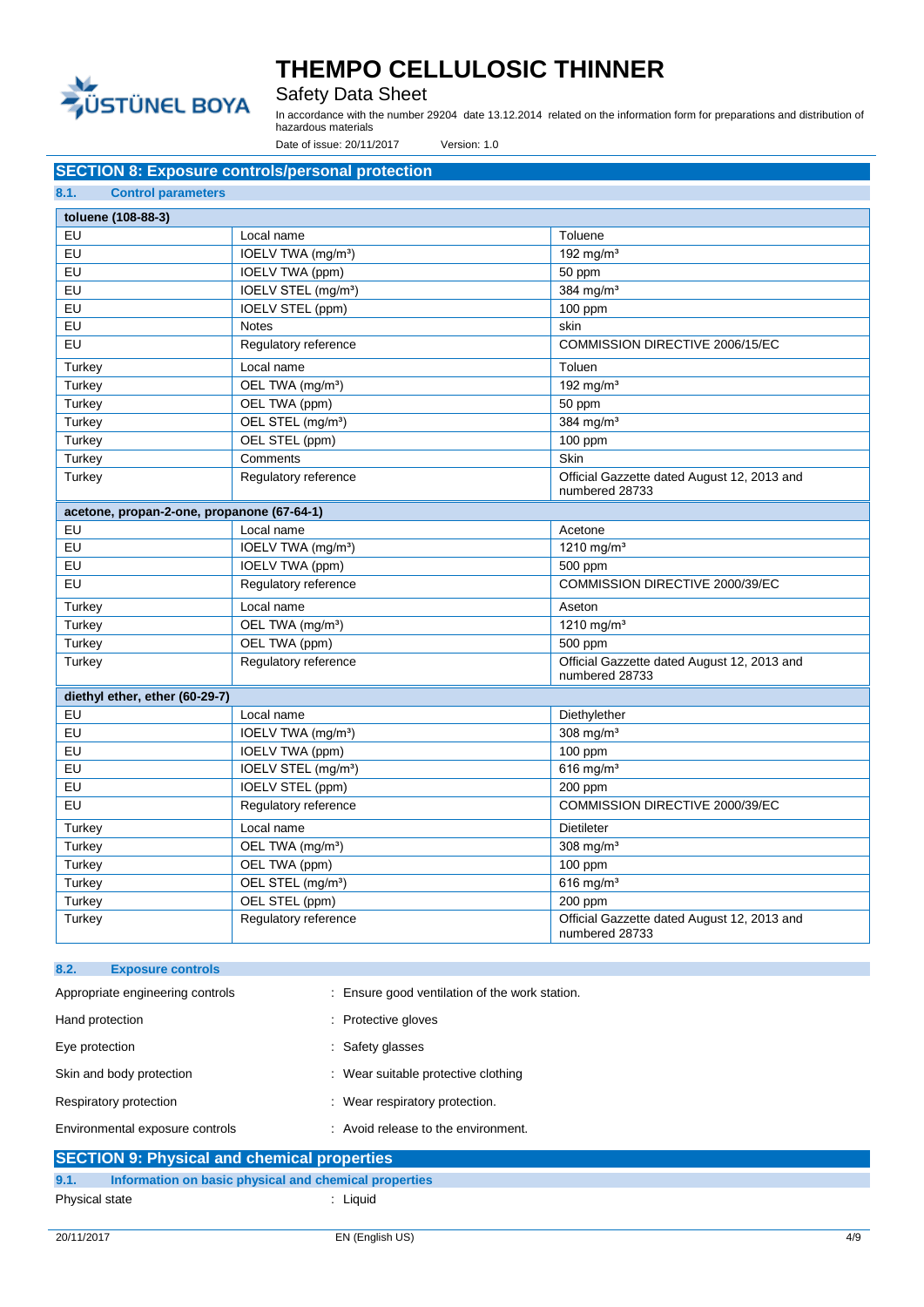## SECTION 8: Exposure controls/personal protection

### 8.1. Control parameters

| toluene (108-88-3) | | |
|---|---|---|
| EU | Local name | Toluene |
| EU | IOELV TWA (mg/m³) | 192 mg/m³ |
| EU | IOELV TWA (ppm) | 50 ppm |
| EU | IOELV STEL (mg/m³) | 384 mg/m³ |
| EU | IOELV STEL (ppm) | 100 ppm |
| EU | Notes | skin |
| EU | Regulatory reference | COMMISSION DIRECTIVE 2006/15/EC |
| Turkey | Local name | Toluen |
| Turkey | OEL TWA (mg/m³) | 192 mg/m³ |
| Turkey | OEL TWA (ppm) | 50 ppm |
| Turkey | OEL STEL (mg/m³) | 384 mg/m³ |
| Turkey | OEL STEL (ppm) | 100 ppm |
| Turkey | Comments | Skin |
| Turkey | Regulatory reference | Official Gazzette dated August 12, 2013 and numbered 28733 |
| **acetone, propan-2-one, propanone (67-64-1)** | | |
| EU | Local name | Acetone |
| EU | IOELV TWA (mg/m³) | 1210 mg/m³ |
| EU | IOELV TWA (ppm) | 500 ppm |
| EU | Regulatory reference | COMMISSION DIRECTIVE 2000/39/EC |
| Turkey | Local name | Aseton |
| Turkey | OEL TWA (mg/m³) | 1210 mg/m³ |
| Turkey | OEL TWA (ppm) | 500 ppm |
| Turkey | Regulatory reference | Official Gazzette dated August 12, 2013 and numbered 28733 |
| **diethyl ether, ether (60-29-7)** | | |
| EU | Local name | Diethylether |
| EU | IOELV TWA (mg/m³) | 308 mg/m³ |
| EU | IOELV TWA (ppm) | 100 ppm |
| EU | IOELV STEL (mg/m³) | 616 mg/m³ |
| EU | IOELV STEL (ppm) | 200 ppm |
| EU | Regulatory reference | COMMISSION DIRECTIVE 2000/39/EC |
| Turkey | Local name | Dietileter |
| Turkey | OEL TWA (mg/m³) | 308 mg/m³ |
| Turkey | OEL TWA (ppm) | 100 ppm |
| Turkey | OEL STEL (mg/m³) | 616 mg/m³ |
| Turkey | OEL STEL (ppm) | 200 ppm |
| Turkey | Regulatory reference | Official Gazzette dated August 12, 2013 and numbered 28733 |

### 8.2. Exposure controls

Appropriate engineering controls : Ensure good ventilation of the work station.

Hand protection : Protective gloves

Eye protection : Safety glasses

Skin and body protection : Wear suitable protective clothing

Respiratory protection : Wear respiratory protection.

Environmental exposure controls : Avoid release to the environment.

## SECTION 9: Physical and chemical properties

### 9.1. Information on basic physical and chemical properties

Physical state : Liquid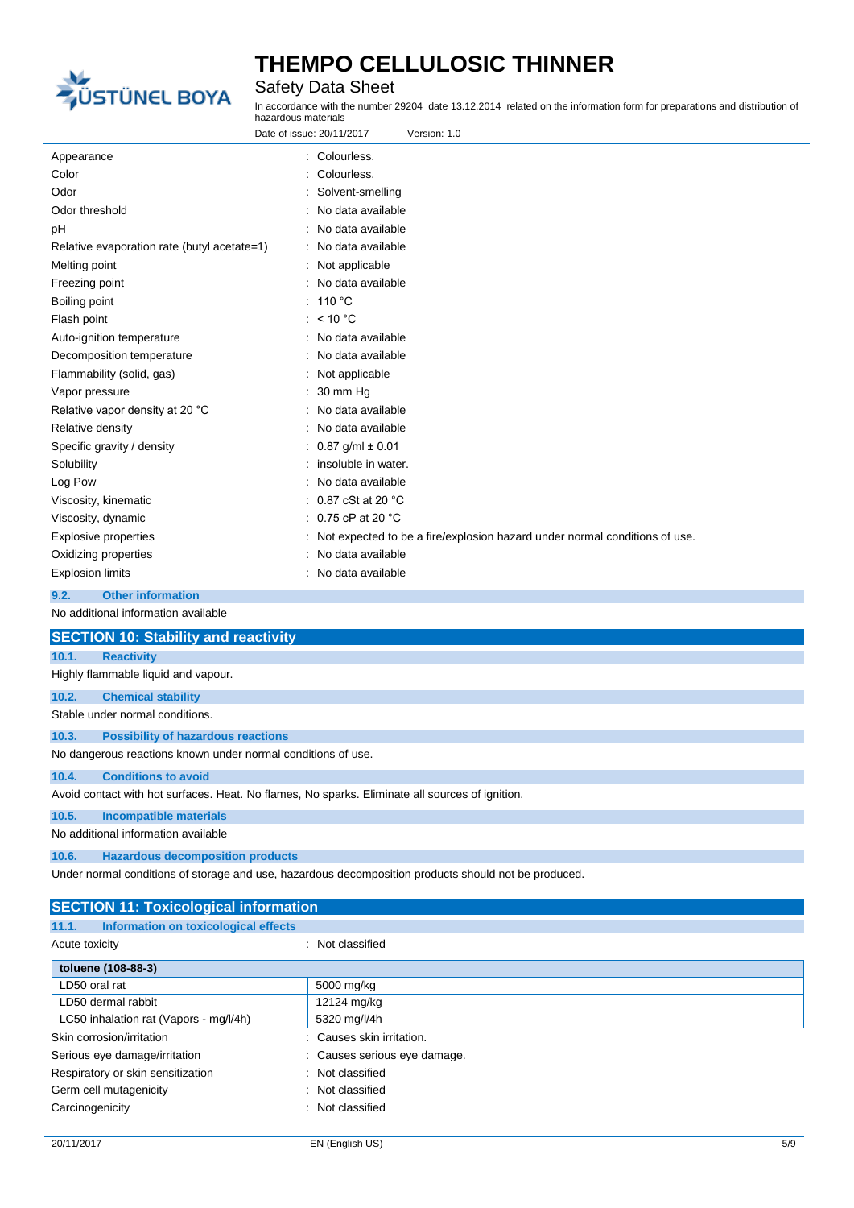| | |
|---|---|
| Appearance | : Colourless. |
| Color | : Colourless. |
| Odor | : Solvent-smelling |
| Odor threshold | : No data available |
| pH | : No data available |
| Relative evaporation rate (butyl acetate=1) | : No data available |
| Melting point | : Not applicable |
| Freezing point | : No data available |
| Boiling point | : 110 °C |
| Flash point | : < 10 °C |
| Auto-ignition temperature | : No data available |
| Decomposition temperature | : No data available |
| Flammability (solid, gas) | : Not applicable |
| Vapor pressure | : 30 mm Hg |
| Relative vapor density at 20 °C | : No data available |
| Relative density | : No data available |
| Specific gravity / density | : 0.87 g/ml ± 0.01 |
| Solubility | : insoluble in water. |
| Log Pow | : No data available |
| Viscosity, kinematic | : 0.87 cSt at 20 °C |
| Viscosity, dynamic | : 0.75 cP at 20 °C |
| Explosive properties | : Not expected to be a fire/explosion hazard under normal conditions of use. |
| Oxidizing properties | : No data available |
| Explosion limits | : No data available |

### 9.2. Other information

No additional information available

## SECTION 10: Stability and reactivity

### 10.1. Reactivity

Highly flammable liquid and vapour.

### 10.2. Chemical stability

Stable under normal conditions.

### 10.3. Possibility of hazardous reactions

No dangerous reactions known under normal conditions of use.

### 10.4. Conditions to avoid

Avoid contact with hot surfaces. Heat. No flames, No sparks. Eliminate all sources of ignition.

### 10.5. Incompatible materials

No additional information available

### 10.6. Hazardous decomposition products

Under normal conditions of storage and use, hazardous decomposition products should not be produced.

## SECTION 11: Toxicological information

### 11.1. Information on toxicological effects

Acute toxicity : Not classified

| toluene (108-88-3) | |
|---|---|
| LD50 oral rat | 5000 mg/kg |
| LD50 dermal rabbit | 12124 mg/kg |
| LC50 inhalation rat (Vapors - mg/l/4h) | 5320 mg/l/4h |

| | |
|---|---|
| Skin corrosion/irritation | : Causes skin irritation. |
| Serious eye damage/irritation | : Causes serious eye damage. |
| Respiratory or skin sensitization | : Not classified |
| Germ cell mutagenicity | : Not classified |
| Carcinogenicity | : Not classified |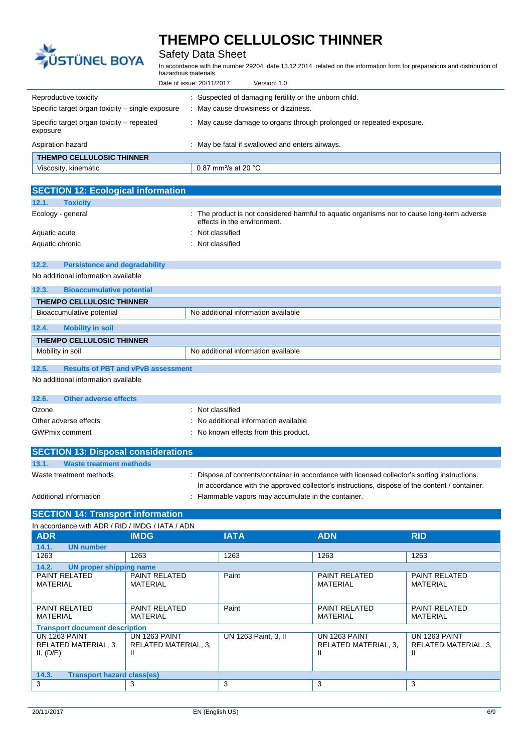| | |
|---|---|
| Reproductive toxicity | : Suspected of damaging fertility or the unborn child. |
| Specific target organ toxicity – single exposure | : May cause drowsiness or dizziness. |
| Specific target organ toxicity – repeated exposure | : May cause damage to organs through prolonged or repeated exposure. |
| Aspiration hazard | : May be fatal if swallowed and enters airways. |

| THEMPO CELLULOSIC THINNER | |
|---|---|
| Viscosity, kinematic | 0.87 $mm^2/s$ at 20 °C |

## SECTION 12: Ecological information

### 12.1. Toxicity

| | |
|---|---|
| Ecology - general | : The product is not considered harmful to aquatic organisms nor to cause long-term adverse effects in the environment. |
| Aquatic acute | : Not classified |
| Aquatic chronic | : Not classified |

### 12.2. Persistence and degradability

No additional information available

### 12.3. Bioaccumulative potential

| THEMPO CELLULOSIC THINNER | |
|---|---|
| Bioaccumulative potential | No additional information available |

### 12.4. Mobility in soil

| THEMPO CELLULOSIC THINNER | |
|---|---|
| Mobility in soil | No additional information available |

### 12.5. Results of PBT and vPvB assessment

No additional information available

### 12.6. Other adverse effects

| | |
|---|---|
| Ozone | : Not classified |
| Other adverse effects | : No additional information available |
| GWPmix comment | : No known effects from this product. |

## SECTION 13: Disposal considerations

### 13.1. Waste treatment methods

| | |
|---|---|
| Waste treatment methods | : Dispose of contents/container in accordance with licensed collector's sorting instructions. In accordance with the approved collector's instructions, dispose of the content / container. |
| Additional information | : Flammable vapors may accumulate in the container. |

## SECTION 14: Transport information

In accordance with ADR / RID / IMDG / IATA / ADN

| ADR | IMDG | IATA | ADN | RID |
|---|---|---|---|---|
| **14.1. UN number** | | | | |
| 1263 | 1263 | 1263 | 1263 | 1263 |
| **14.2. UN proper shipping name** | | | | |
| PAINT RELATED MATERIAL | PAINT RELATED MATERIAL | Paint | PAINT RELATED MATERIAL | PAINT RELATED MATERIAL |
| PAINT RELATED MATERIAL | PAINT RELATED MATERIAL | Paint | PAINT RELATED MATERIAL | PAINT RELATED MATERIAL |
| **Transport document description** | | | | |
| UN 1263 PAINT RELATED MATERIAL, 3, II, (D/E) | UN 1263 PAINT RELATED MATERIAL, 3, II | UN 1263 Paint, 3, II | UN 1263 PAINT RELATED MATERIAL, 3, II | UN 1263 PAINT RELATED MATERIAL, 3, II |
| **14.3. Transport hazard class(es)** | | | | |
| 3 | 3 | 3 | 3 | 3 |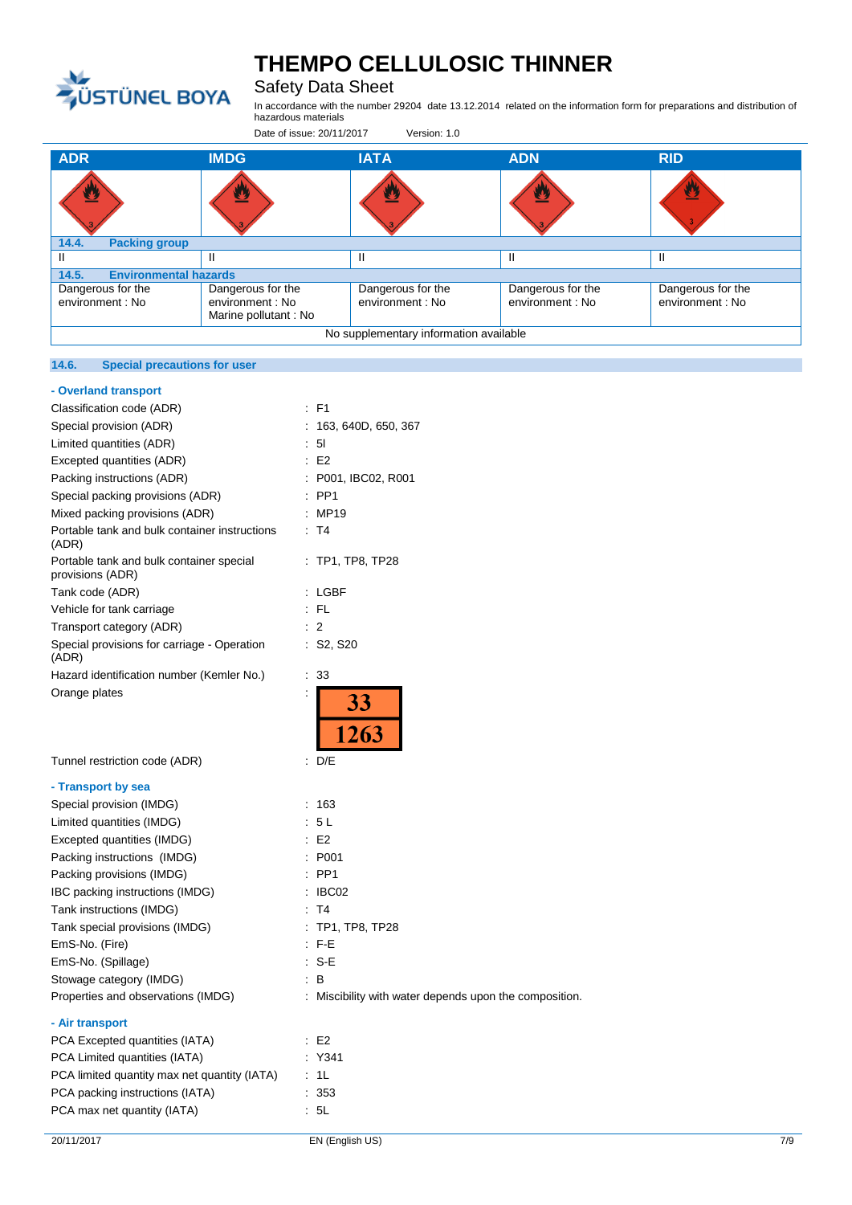| ADR | IMDG | IATA | ADN | RID |
|---|---|---|---|---|
| | | | | |
| **14.4. Packing group** | | | | |
| II | II | II | II | II |
| **14.5. Environmental hazards** | | | | |
| Dangerous for the environment : No | Dangerous for the environment : No<br>Marine pollutant : No | Dangerous for the environment : No | Dangerous for the environment : No | Dangerous for the environment : No |
| No supplementary information available | | | | |

### 14.6. Special precautions for user

**- Overland transport**

Classification code (ADR) : F1

Special provision (ADR) : 163, 640D, 650, 367

Limited quantities (ADR) : 5l

Excepted quantities (ADR) : E2

Packing instructions (ADR) : P001, IBC02, R001

Special packing provisions (ADR) : PP1

Mixed packing provisions (ADR) : MP19

Portable tank and bulk container instructions (ADR) : T4

Portable tank and bulk container special provisions (ADR) : TP1, TP8, TP28

Tank code (ADR) : LGBF

Vehicle for tank carriage : FL

Transport category (ADR) : 2

Special provisions for carriage - Operation (ADR) : S2, S20

Hazard identification number (Kemler No.) : 33

Orange plates :

| 33 |
|---|
| 1263 |

Tunnel restriction code (ADR) : D/E

**- Transport by sea**

Special provision (IMDG) : 163

Limited quantities (IMDG) : 5 L

Excepted quantities (IMDG) : E2

Packing instructions (IMDG) : P001

Packing provisions (IMDG) : PP1

IBC packing instructions (IMDG) : IBC02

Tank instructions (IMDG) : T4

Tank special provisions (IMDG) : TP1, TP8, TP28

EmS-No. (Fire) : F-E

EmS-No. (Spillage) : S-E

Stowage category (IMDG) : B

Properties and observations (IMDG) : Miscibility with water depends upon the composition.

**- Air transport**

PCA Excepted quantities (IATA) : E2

PCA Limited quantities (IATA) : Y341

PCA limited quantity max net quantity (IATA) : 1L

PCA packing instructions (IATA) : 353

PCA max net quantity (IATA) : 5L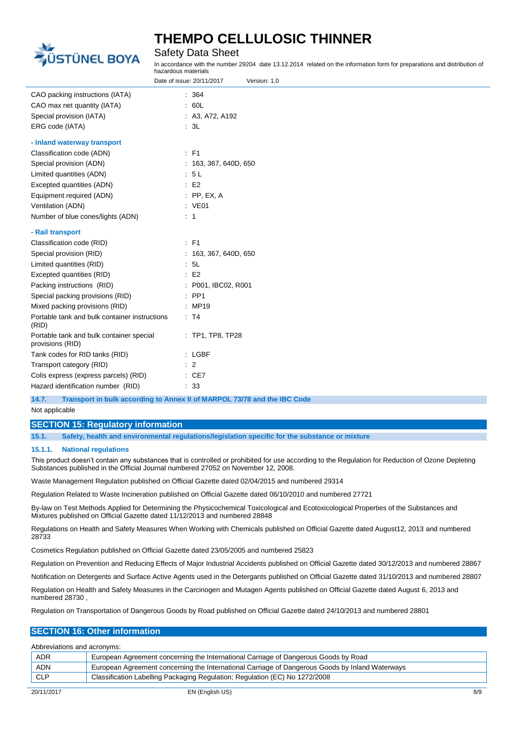| | |
|---|---|
| CAO packing instructions (IATA) | : 364 |
| CAO max net quantity (IATA) | : 60L |
| Special provision (IATA) | : A3, A72, A192 |
| ERG code (IATA) | : 3L |

**- Inland waterway transport**

| | |
|---|---|
| Classification code (ADN) | : F1 |
| Special provision (ADN) | : 163, 367, 640D, 650 |
| Limited quantities (ADN) | : 5 L |
| Excepted quantities (ADN) | : E2 |
| Equipment required (ADN) | : PP, EX, A |
| Ventilation (ADN) | : VE01 |
| Number of blue cones/lights (ADN) | : 1 |

**- Rail transport**

| | |
|---|---|
| Classification code (RID) | : F1 |
| Special provision (RID) | : 163, 367, 640D, 650 |
| Limited quantities (RID) | : 5L |
| Excepted quantities (RID) | : E2 |
| Packing instructions (RID) | : P001, IBC02, R001 |
| Special packing provisions (RID) | : PP1 |
| Mixed packing provisions (RID) | : MP19 |
| Portable tank and bulk container instructions (RID) | : T4 |
| Portable tank and bulk container special provisions (RID) | : TP1, TP8, TP28 |
| Tank codes for RID tanks (RID) | : LGBF |
| Transport category (RID) | : 2 |
| Colis express (express parcels) (RID) | : CE7 |
| Hazard identification number (RID) | : 33 |

### 14.7. Transport in bulk according to Annex II of MARPOL 73/78 and the IBC Code

Not applicable

## SECTION 15: Regulatory information

### 15.1. Safety, health and environmental regulations/legislation specific for the substance or mixture

#### 15.1.1. National regulations

This product doesn't contain any substances that is controlled or prohibited for use according to the Regulation for Reduction of Ozone Depleting Substances published in the Official Journal numbered 27052 on November 12, 2008.

Waste Management Regulation published on Official Gazette dated 02/04/2015 and numbered 29314

Regulation Related to Waste Incineration published on Official Gazette dated 06/10/2010 and numbered 27721

By-law on Test Methods Applied for Determining the Physicochemical Toxicological and Ecotoxicological Properties of the Substances and Mixtures published on Official Gazette dated 11/12/2013 and numbered 28848

Regulations on Health and Safety Measures When Working with Chemicals published on Official Gazette dated August12, 2013 and numbered 28733

Cosmetics Regulation published on Official Gazette dated 23/05/2005 and numbered 25823

Regulation on Prevention and Reducing Effects of Major Industrial Accidents published on Official Gazette dated 30/12/2013 and numbered 28867

Notification on Detergents and Surface Active Agents used in the Detergants published on Official Gazette dated 31/10/2013 and numbered 28807

Regulation on Health and Safety Measures in the Carcinogen and Mutagen Agents published on Official Gazette dated August 6, 2013 and numbered 28730 ,

Regulation on Transportation of Dangerous Goods by Road published on Official Gazette dated 24/10/2013 and numbered 28801

## SECTION 16: Other information

Abbreviations and acronyms:

| | |
|---|---|
| ADR | European Agreement concerning the International Carriage of Dangerous Goods by Road |
| ADN | European Agreement concerning the International Carriage of Dangerous Goods by Inland Waterways |
| CLP | Classification Labelling Packaging Regulation; Regulation (EC) No 1272/2008 |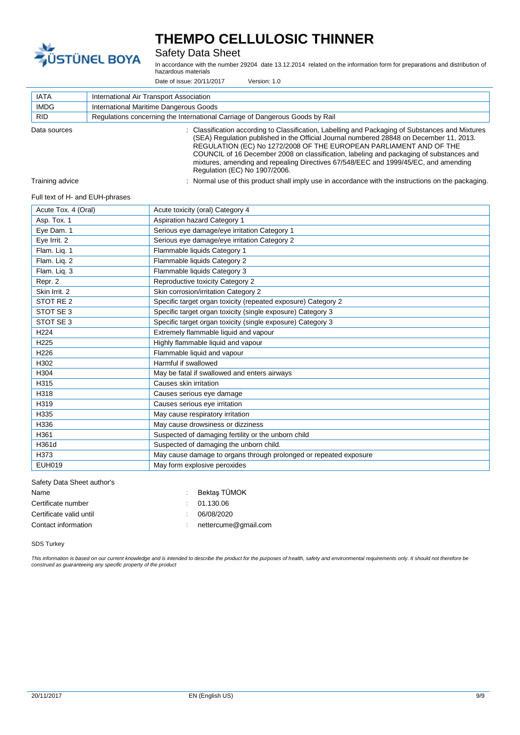| | |
|---|---|
| IATA | International Air Transport Association |
| IMDG | International Maritime Dangerous Goods |
| RID | Regulations concerning the International Carriage of Dangerous Goods by Rail |

Data sources : Classification according to Classification, Labelling and Packaging of Substances and Mixtures (SEA) Regulation published in the Official Journal numbered 28848 on December 11, 2013. REGULATION (EC) No 1272/2008 OF THE EUROPEAN PARLIAMENT AND OF THE COUNCIL of 16 December 2008 on classification, labeling and packaging of substances and mixtures, amending and repealing Directives 67/548/EEC and 1999/45/EC, and amending Regulation (EC) No 1907/2006.

Training advice : Normal use of this product shall imply use in accordance with the instructions on the packaging.

Full text of H- and EUH-phrases

| | |
|---|---|
| Acute Tox. 4 (Oral) | Acute toxicity (oral) Category 4 |
| Asp. Tox. 1 | Aspiration hazard Category 1 |
| Eye Dam. 1 | Serious eye damage/eye irritation Category 1 |
| Eye Irrit. 2 | Serious eye damage/eye irritation Category 2 |
| Flam. Liq. 1 | Flammable liquids Category 1 |
| Flam. Liq. 2 | Flammable liquids Category 2 |
| Flam. Liq. 3 | Flammable liquids Category 3 |
| Repr. 2 | Reproductive toxicity Category 2 |
| Skin Irrit. 2 | Skin corrosion/irritation Category 2 |
| STOT RE 2 | Specific target organ toxicity (repeated exposure) Category 2 |
| STOT SE 3 | Specific target organ toxicity (single exposure) Category 3 |
| STOT SE 3 | Specific target organ toxicity (single exposure) Category 3 |
| H224 | Extremely flammable liquid and vapour |
| H225 | Highly flammable liquid and vapour |
| H226 | Flammable liquid and vapour |
| H302 | Harmful if swallowed |
| H304 | May be fatal if swallowed and enters airways |
| H315 | Causes skin irritation |
| H318 | Causes serious eye damage |
| H319 | Causes serious eye irritation |
| H335 | May cause respiratory irritation |
| H336 | May cause drowsiness or dizziness |
| H361 | Suspected of damaging fertility or the unborn child |
| H361d | Suspected of damaging the unborn child. |
| H373 | May cause damage to organs through prolonged or repeated exposure |
| EUH019 | May form explosive peroxides |

Safety Data Sheet author's

Name : Bektaş TÜMOK

Certificate number : 01.130.06

Certificate valid until : 06/08/2020

Contact information : nettercume@gmail.com

SDS Turkey

*This information is based on our current knowledge and is intended to describe the product for the purposes of health, safety and environmental requirements only. It should not therefore be construed as guaranteeing any specific property of the product*